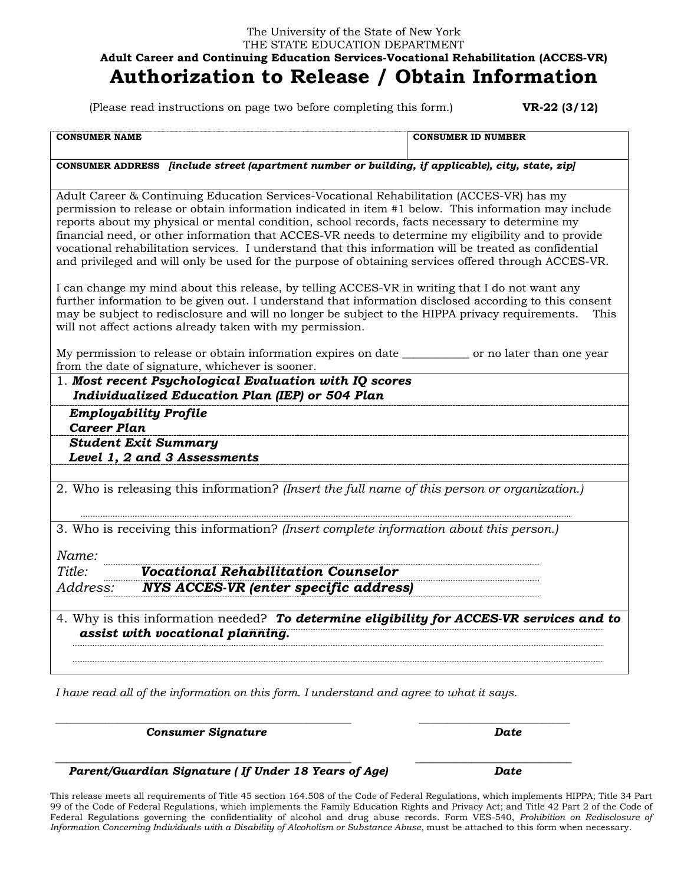The University of the State of New York
THE STATE EDUCATION DEPARTMENT
**Adult Career and Continuing Education Services-Vocational Rehabilitation (ACCES-VR)**

# Authorization to Release / Obtain Information

(Please read instructions on page two before completing this form.) **VR-22 (3/12)**

| **CONSUMER NAME** | **CONSUMER ID NUMBER** |
|---|---|
| **CONSUMER ADDRESS** ***[include street (apartment number or building, if applicable), city, state, zip]*** | |

Adult Career & Continuing Education Services-Vocational Rehabilitation (ACCES-VR) has my permission to release or obtain information indicated in item #1 below. This information may include reports about my physical or mental condition, school records, facts necessary to determine my financial need, or other information that ACCES-VR needs to determine my eligibility and to provide vocational rehabilitation services. I understand that this information will be treated as confidential and privileged and will only be used for the purpose of obtaining services offered through ACCES-VR.

I can change my mind about this release, by telling ACCES-VR in writing that I do not want any further information to be given out. I understand that information disclosed according to this consent may be subject to redisclosure and will no longer be subject to the HIPPA privacy requirements. This will not affect actions already taken with my permission.

My permission to release or obtain information expires on date ___________ or no later than one year from the date of signature, whichever is sooner.

1. ***Most recent Psychological Evaluation with IQ scores***
   ***Individualized Education Plan (IEP) or 504 Plan***
   ***Employability Profile***
   ***Career Plan***
   ***Student Exit Summary***
   ***Level 1, 2 and 3 Assessments***

2. Who is releasing this information? *(Insert the full name of this person or organization.)*

3. Who is receiving this information? *(Insert complete information about this person.)*

*Name:*
*Title:* ***Vocational Rehabilitation Counselor***
*Address:* ***NYS ACCES-VR (enter specific address)***

4. Why is this information needed? ***To determine eligibility for ACCES-VR services and to assist with vocational planning.***

*I have read all of the information on this form. I understand and agree to what it says.*

_______________________________________ ______________________
***Consumer Signature*** ***Date***

_______________________________________ ______________________
***Parent/Guardian Signature ( If Under 18 Years of Age)*** ***Date***

This release meets all requirements of Title 45 section 164.508 of the Code of Federal Regulations, which implements HIPPA; Title 34 Part 99 of the Code of Federal Regulations, which implements the Family Education Rights and Privacy Act; and Title 42 Part 2 of the Code of Federal Regulations governing the confidentiality of alcohol and drug abuse records. Form VES-540, *Prohibition on Redisclosure of Information Concerning Individuals with a Disability of Alcoholism or Substance Abuse,* must be attached to this form when necessary.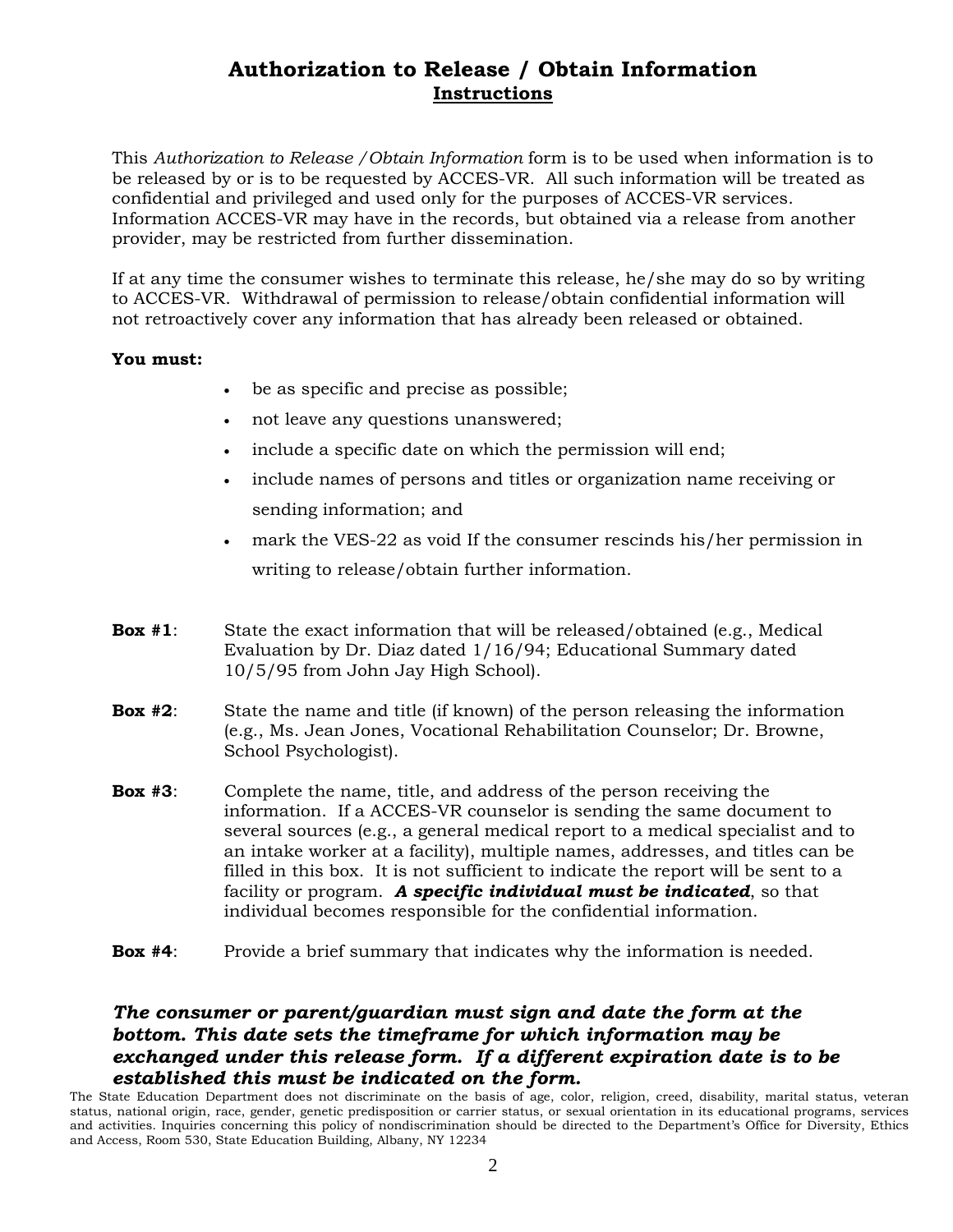## Authorization to Release / Obtain Information

### Instructions

This *Authorization to Release /Obtain Information* form is to be used when information is to be released by or is to be requested by ACCES-VR. All such information will be treated as confidential and privileged and used only for the purposes of ACCES-VR services. Information ACCES-VR may have in the records, but obtained via a release from another provider, may be restricted from further dissemination.

If at any time the consumer wishes to terminate this release, he/she may do so by writing to ACCES-VR. Withdrawal of permission to release/obtain confidential information will not retroactively cover any information that has already been released or obtained.

**You must:**

- be as specific and precise as possible;
- not leave any questions unanswered;
- include a specific date on which the permission will end;
- include names of persons and titles or organization name receiving or sending information; and
- mark the VES-22 as void If the consumer rescinds his/her permission in writing to release/obtain further information.

**Box #1**: State the exact information that will be released/obtained (e.g., Medical Evaluation by Dr. Diaz dated 1/16/94; Educational Summary dated 10/5/95 from John Jay High School).

**Box #2**: State the name and title (if known) of the person releasing the information (e.g., Ms. Jean Jones, Vocational Rehabilitation Counselor; Dr. Browne, School Psychologist).

**Box #3**: Complete the name, title, and address of the person receiving the information. If a ACCES-VR counselor is sending the same document to several sources (e.g., a general medical report to a medical specialist and to an intake worker at a facility), multiple names, addresses, and titles can be filled in this box. It is not sufficient to indicate the report will be sent to a facility or program. ***A specific individual must be indicated***, so that individual becomes responsible for the confidential information.

**Box #4**: Provide a brief summary that indicates why the information is needed.

***The consumer or parent/guardian must sign and date the form at the bottom. This date sets the timeframe for which information may be exchanged under this release form. If a different expiration date is to be established this must be indicated on the form.***

The State Education Department does not discriminate on the basis of age, color, religion, creed, disability, marital status, veteran status, national origin, race, gender, genetic predisposition or carrier status, or sexual orientation in its educational programs, services and activities. Inquiries concerning this policy of nondiscrimination should be directed to the Department's Office for Diversity, Ethics and Access, Room 530, State Education Building, Albany, NY 12234